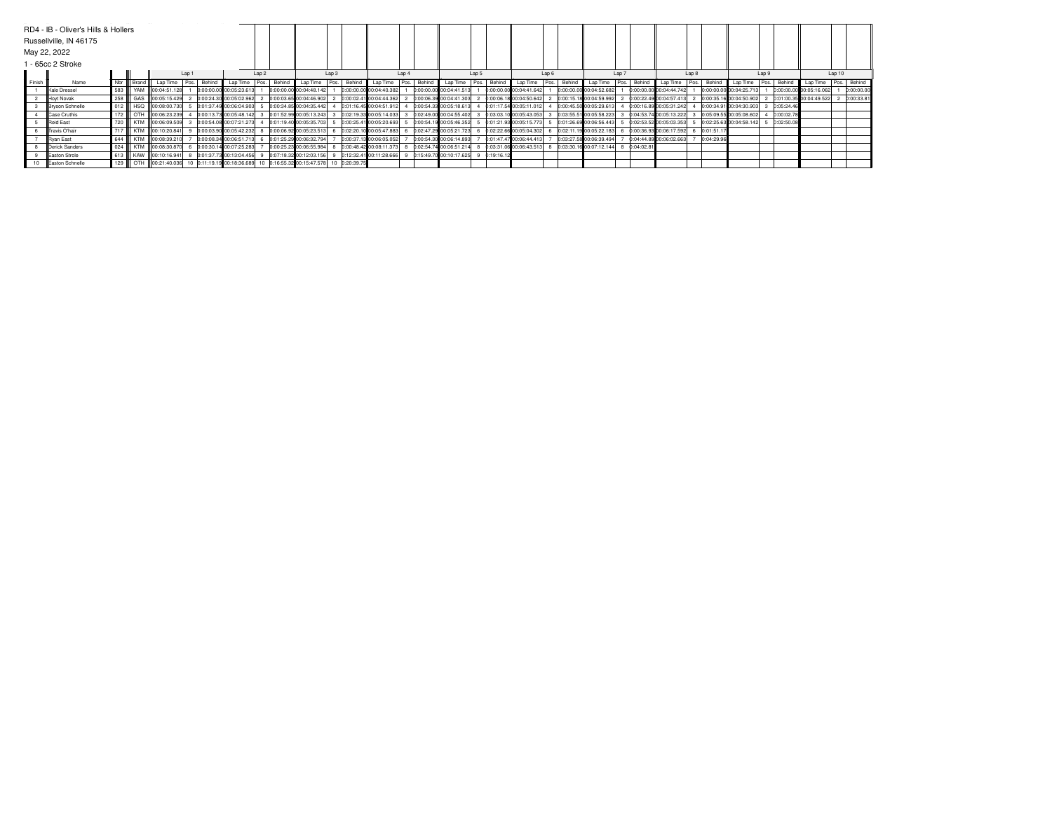RD4 - IB - Oliver's Hills & Hollers

Russellville, IN 46175

May 22, 2022

1 - 65cc 2 Stroke

| | | | | Lap 1 | | | Lap 2 | | | Lap 3 | | | Lap 4 | | | Lap 5 | | | Lap 6 | | | Lap 7 | | | Lap 8 | | | Lap 9 | | | Lap 10 | | |
|---|---|---|---|---|---|---|---|---|---|---|---|---|---|---|---|---|---|---|---|---|---|---|---|---|---|---|---|---|---|---|---|---|---|
| Finish | Name | Nbr | Brand | Lap Time | Pos. | Behind | Lap Time | Pos. | Behind | Lap Time | Pos. | Behind | Lap Time | Pos. | Behind | Lap Time | Pos. | Behind | Lap Time | Pos. | Behind | Lap Time | Pos. | Behind | Lap Time | Pos. | Behind | Lap Time | Pos. | Behind | Lap Time | Pos. | Behind |
| 1 | Kale Dressel | 583 | YAM | 00:04:51.128 | 1 | 0:00:00.00 | 00:05:23.613 | 1 | 0:00:00.00 | 00:04:48.142 | 1 | 0:00:00.00 | 00:04:40.382 | 1 | 0:00:00.00 | 00:04:41.513 | 1 | 0:00:00.00 | 00:04:41.642 | 1 | 0:00:00.00 | 00:04:52.682 | 1 | 0:00:00.00 | 00:04:44.742 | 1 | 0:00:00.00 | 00:04:25.713 | 1 | 0:00:00.00 | 00:05:16.062 | 1 | 0:00:00.00 |
| 2 | Hoyt Novak | 258 | GAS | 00:05:15.429 | 2 | 0:00:24.30 | 00:05:02.962 | 2 | 0:00:03.65 | 00:04:46.902 | 2 | 0:00:02.41 | 00:04:44.362 | 2 | 0:00:06.39 | 00:04:41.303 | 2 | 0:00:06.18 | 00:04:50.642 | 2 | 0:00:15.18 | 00:04:59.992 | 2 | 0:00:22.49 | 00:04:57.413 | 2 | 0:00:35.16 | 00:04:50.902 | 2 | 0:01:00.35 | 00:04:49.522 | 2 | 0:00:33.81 |
| 3 | Bryson Schnelle | 012 | HSQ | 00:08:00.730 | 5 | 0:01:37.49 | 00:06:04.903 | 5 | 0:00:34.85 | 00:04:35.442 | 4 | 0:01:16.45 | 00:04:51.912 | 4 | 0:00:54.33 | 00:05:18.613 | 4 | 0:01:17.54 | 00:05:11.012 | 4 | 0:00:45.50 | 00:05:29.613 | 4 | 0:00:16.89 | 00:05:31.242 | 4 | 0:00:34.91 | 00:04:30.903 | 3 | 0:05:24.46 | | | |
| 4 | Case Cruthis | 172 | OTH | 00:06:23.239 | 4 | 0:00:13.73 | 00:05:48.142 | 3 | 0:01:52.99 | 00:05:13.243 | 3 | 0:02:19.33 | 00:05:14.033 | 3 | 0:02:49.00 | 00:04:55.402 | 3 | 0:03:03.10 | 00:05:43.053 | 3 | 0:03:55.51 | 00:05:58.223 | 3 | 0:04:53.74 | 00:05:13.222 | 3 | 0:05:09.55 | 00:05:08.602 | 4 | 0:00:02.78 | | | |
| 5 | Reid East | 720 | KTM | 00:06:09.509 | 3 | 0:00:54.08 | 00:07:21.273 | 4 | 0:01:19.40 | 00:05:35.703 | 5 | 0:00:25.41 | 00:05:20.693 | 5 | 0:00:54.19 | 00:05:46.352 | 5 | 0:01:21.93 | 00:05:15.773 | 5 | 0:01:26.69 | 00:06:56.443 | 5 | 0:02:53.52 | 00:05:03.353 | 5 | 0:02:25.63 | 00:04:58.142 | 5 | 0:02:50.08 | | | |
| 6 | Travis O'hair | 717 | KTM | 00:10:20.841 | 9 | 0:00:03.90 | 00:05:42.232 | 8 | 0:00:06.92 | 00:05:23.513 | 6 | 0:02:20.10 | 00:05:47.883 | 6 | 0:02:47.29 | 00:05:21.723 | 6 | 0:02:22.66 | 00:05:04.302 | 6 | 0:02:11.19 | 00:05:22.183 | 6 | 0:00:36.93 | 00:06:17.592 | 6 | 0:01:51.17 | | | | | | |
| 7 | Ryan East | 644 | KTM | 00:08:39.210 | 7 | 0:00:08.34 | 00:06:51.713 | 6 | 0:01:25.29 | 00:06:32.794 | 7 | 0:00:37.13 | 00:06:05.052 | 7 | 0:00:54.30 | 00:06:14.893 | 7 | 0:01:47.47 | 00:06:44.413 | 7 | 0:03:27.56 | 00:06:39.494 | 7 | 0:04:44.89 | 00:06:02.663 | 7 | 0:04:29.96 | | | | | | |
| 8 | Derick Sanders | 024 | KTM | 00:08:30.870 | 6 | 0:00:30.14 | 00:07:25.283 | 7 | 0:00:25.23 | 00:06:55.984 | 8 | 0:00:48.42 | 00:08:11.373 | 8 | 0:02:54.74 | 00:06:51.214 | 8 | 0:03:31.06 | 00:06:43.513 | 8 | 0:03:30.16 | 00:07:12.144 | 8 | 0:04:02.81 | | | | | | | | | |
| 9 | Easton Strole | 613 | KAW | 00:10:16.941 | 8 | 0:01:37.73 | 00:13:04.456 | 9 | 0:07:18.32 | 00:12:03.156 | 9 | 0:12:32.41 | 00:11:28.666 | 9 | 0:15:49.70 | 00:10:17.625 | 9 | 0:19:16.12 | | | | | | | | | | | | | | | |
| 10 | Easton Schnelle | 129 | OTH | 00:21:40.036 | 10 | 0:11:19.19 | 00:18:36.689 | 10 | 0:16:55.32 | 00:15:47.578 | 10 | 0:20:39.75 | | | | | | | | | | | | | | | | | | | | | |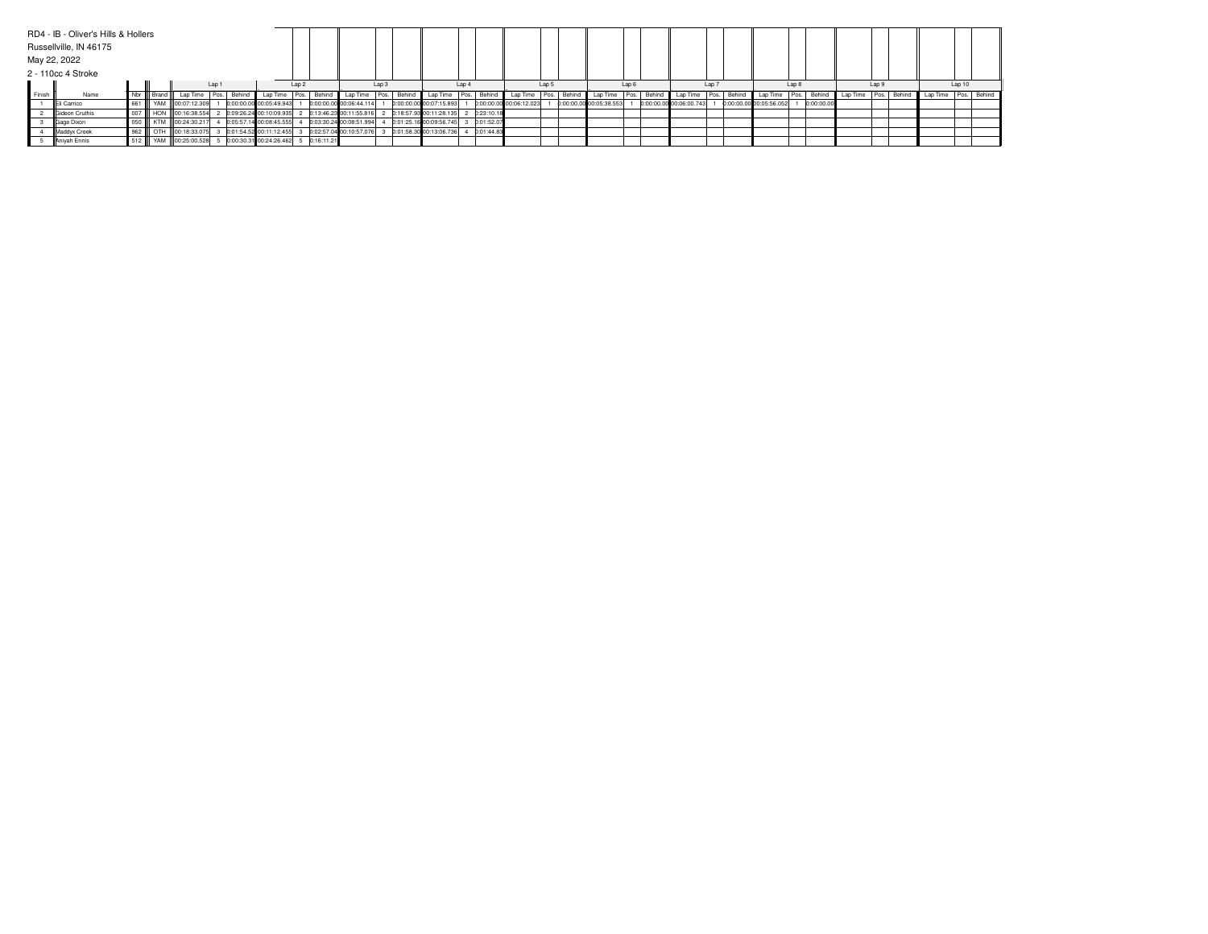RD4 - IB - Oliver's Hills & Hollers

Russellville, IN 46175

May 22, 2022

2 - 110cc 4 Stroke

| | | | | Lap 1 | | | Lap 2 | | | Lap 3 | | | Lap 4 | | | Lap 5 | | | Lap 6 | | | Lap 7 | | | Lap 8 | | | Lap 9 | | | Lap 10 | | |
|---|---|---|---|---|---|---|---|---|---|---|---|---|---|---|---|---|---|---|---|---|---|---|---|---|---|---|---|---|---|---|---|---|---|
| Finish | Name | Nbr | Brand | Lap Time | Pos. | Behind | Lap Time | Pos. | Behind | Lap Time | Pos. | Behind | Lap Time | Pos. | Behind | Lap Time | Pos. | Behind | Lap Time | Pos. | Behind | Lap Time | Pos. | Behind | Lap Time | Pos. | Behind | Lap Time | Pos. | Behind | Lap Time | Pos. | Behind |
| 1 | Eli Carrico | 661 | YAM | 00:07:12.309 | 1 | 0:00:00.00 | 00:05:49.943 | 1 | 0:00:00.00 | 00:06:44.114 | 1 | 0:00:00.00 | 00:07:15.893 | 1 | 0:00:00.00 | 00:06:12.023 | 1 | 0:00:00.00 | 00:05:38.553 | 1 | 0:00:00.00 | 00:06:00.743 | 1 | 0:00:00.00 | 00:05:56.052 | 1 | 0:00:00.00 | | | | | | |
| 2 | Gideon Cruthis | 007 | HON | 00:16:38.554 | 2 | 0:09:26.24 | 00:10:09.935 | 2 | 0:13:46.23 | 00:11:55.816 | 2 | 0:18:57.93 | 00:11:28.135 | 2 | 0:23:10.18 | | | | | | | | | | | | | | | | | | |
| 3 | Gage Dixon | 050 | KTM | 00:24:30.217 | 4 | 0:05:57.14 | 00:08:45.555 | 4 | 0:03:30.24 | 00:08:51.994 | 4 | 0:01:25.16 | 00:09:56.745 | 3 | 0:01:52.07 | | | | | | | | | | | | | | | | | | |
| 4 | Maddyx Creek | 962 | OTH | 00:18:33.075 | 3 | 0:01:54.52 | 00:11:12.455 | 3 | 0:02:57.04 | 00:10:57.076 | 3 | 0:01:58.30 | 00:13:06.736 | 4 | 0:01:44.83 | | | | | | | | | | | | | | | | | | |
| 5 | Aniyah Ennis | 512 | YAM | 00:25:00.528 | 5 | 0:00:30.31 | 00:24:26.462 | 5 | 0:16:11.21 | | | | | | | | | | | | | | | | | | | | | | | | |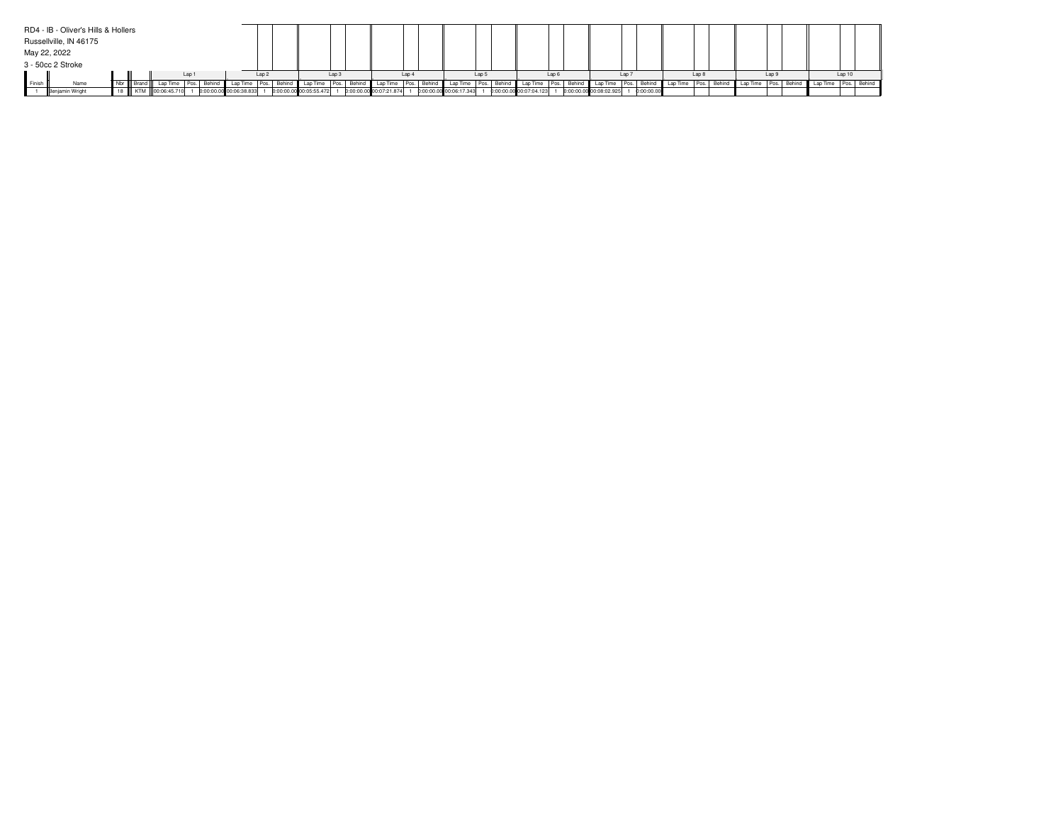RD4 - IB - Oliver's Hills & Hollers

Russellville, IN 46175

May 22, 2022

3 - 50cc 2 Stroke

| | | | | Lap 1 | | | Lap 2 | | | Lap 3 | | | Lap 4 | | | Lap 5 | | | Lap 6 | | | Lap 7 | | | Lap 8 | | | Lap 9 | | | Lap 10 | | |
|---|---|---|---|---|---|---|---|---|---|---|---|---|---|---|---|---|---|---|---|---|---|---|---|---|---|---|---|---|---|---|---|---|---|
| Finish | Name | Nbr | Brand | Lap Time | Pos. | Behind | Lap Time | Pos. | Behind | Lap Time | Pos. | Behind | Lap Time | Pos. | Behind | Lap Time | Pos. | Behind | Lap Time | Pos. | Behind | Lap Time | Pos. | Behind | Lap Time | Pos. | Behind | Lap Time | Pos. | Behind | Lap Time | Pos. | Behind |
| 1 | Benjamin Wright | 18 | KTM | 00:06:45.710 | 1 | 0:00:00.00 | 00:06:38.833 | 1 | 0:00:00.00 | 00:05:55.472 | 1 | 0:00:00.00 | 00:07:21.874 | 1 | 0:00:00.00 | 00:06:17.343 | 1 | 0:00:00.00 | 00:07:04.123 | 1 | 0:00:00.00 | 00:08:02.925 | 1 | 0:00:00.00 | | | | | | | | | |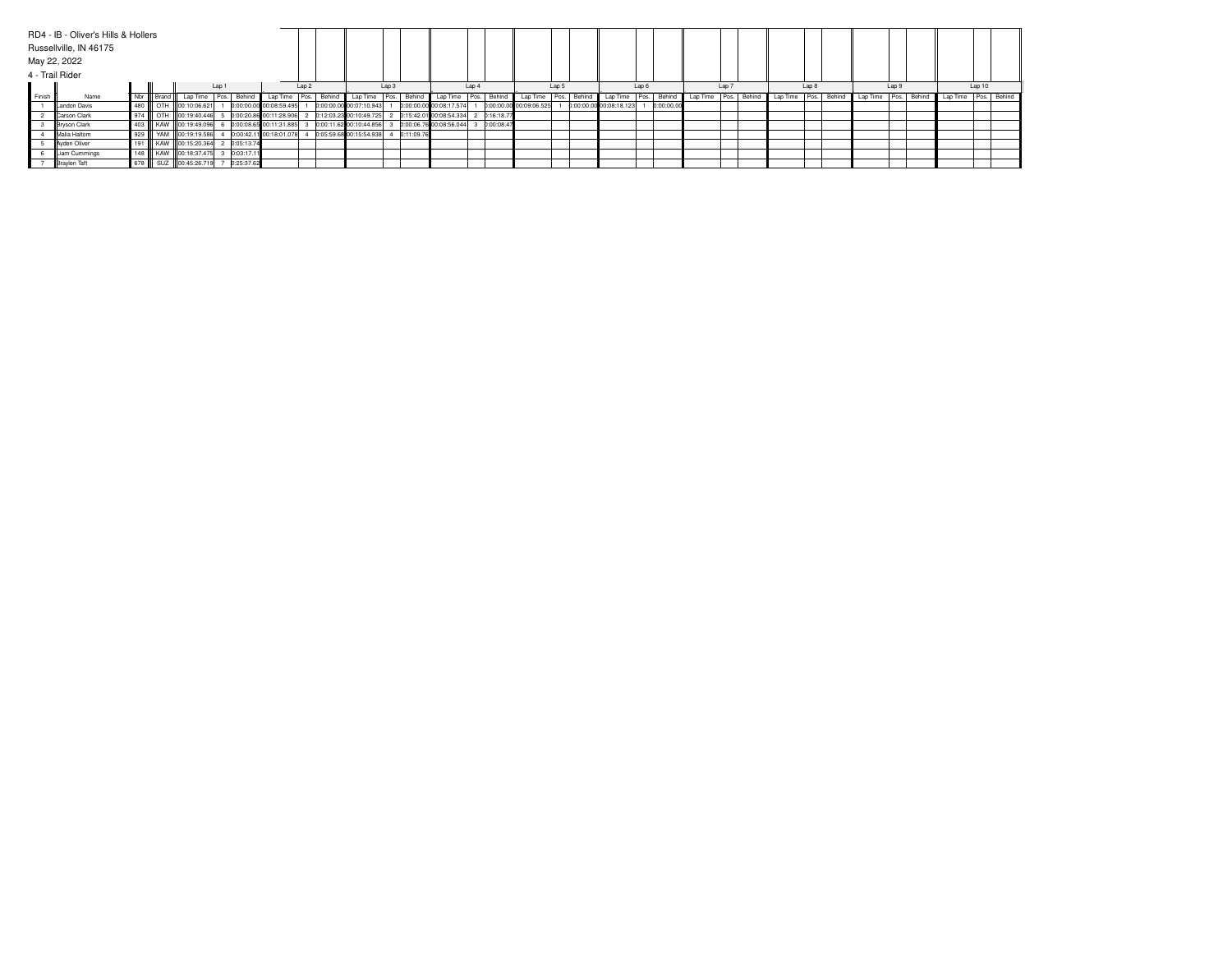RD4 - IB - Oliver's Hills & Hollers

Russellville, IN 46175

May 22, 2022

4 - Trail Rider

| | | | | Lap 1 | | | Lap 2 | | | Lap 3 | | | Lap 4 | | | Lap 5 | | | Lap 6 | | | Lap 7 | | | Lap 8 | | | Lap 9 | | | Lap 10 | | |
|---|---|---|---|---|---|---|---|---|---|---|---|---|---|---|---|---|---|---|---|---|---|---|---|---|---|---|---|---|---|---|---|---|---|
| Finish | Name | Nbr | Brand | Lap Time | Pos. | Behind | Lap Time | Pos. | Behind | Lap Time | Pos. | Behind | Lap Time | Pos. | Behind | Lap Time | Pos. | Behind | Lap Time | Pos. | Behind | Lap Time | Pos. | Behind | Lap Time | Pos. | Behind | Lap Time | Pos. | Behind | Lap Time | Pos. | Behind |
| 1 | Landon Davis | 480 | OTH | 00:10:06.621 | 1 | 0:00:00.00 | 00:08:59.495 | 1 | 0:00:00.00 | 00:07:10.943 | 1 | 0:00:00.00 | 00:08:17.574 | 1 | 0:00:00.00 | 00:09:06.525 | 1 | 0:00:00.00 | 00:08:18.123 | 1 | 0:00:00.00 | | | | | | | | | | | | |
| 2 | Carson Clark | 974 | OTH | 00:19:40.446 | 5 | 0:00:20.86 | 00:11:28.906 | 2 | 0:12:03.23 | 00:10:49.725 | 2 | 0:15:42.01 | 00:08:54.334 | 2 | 0:16:18.77 | | | | | | | | | | | | | | | | | | |
| 3 | Bryson Clark | 403 | KAW | 00:19:49.096 | 6 | 0:00:08.65 | 00:11:31.885 | 3 | 0:00:11.62 | 00:10:44.856 | 3 | 0:00:06.76 | 00:08:56.044 | 3 | 0:00:08.47 | | | | | | | | | | | | | | | | | | |
| 4 | Malia Haltom | 929 | YAM | 00:19:19.586 | 4 | 0:00:42.11 | 00:18:01.078 | 4 | 0:05:59.68 | 00:15:54.938 | 4 | 0:11:09.76 | | | | | | | | | | | | | | | | | | | | | |
| 5 | Kyden Oliver | 191 | KAW | 00:15:20.364 | 2 | 0:05:13.74 | | | | | | | | | | | | | | | | | | | | | | | | | | | |
| 6 | Liam Cummings | 148 | KAW | 00:18:37.475 | 3 | 0:03:17.11 | | | | | | | | | | | | | | | | | | | | | | | | | | | |
| 7 | Braylen Taft | 678 | SUZ | 00:45:26.719 | 7 | 0:25:37.62 | | | | | | | | | | | | | | | | | | | | | | | | | | | |